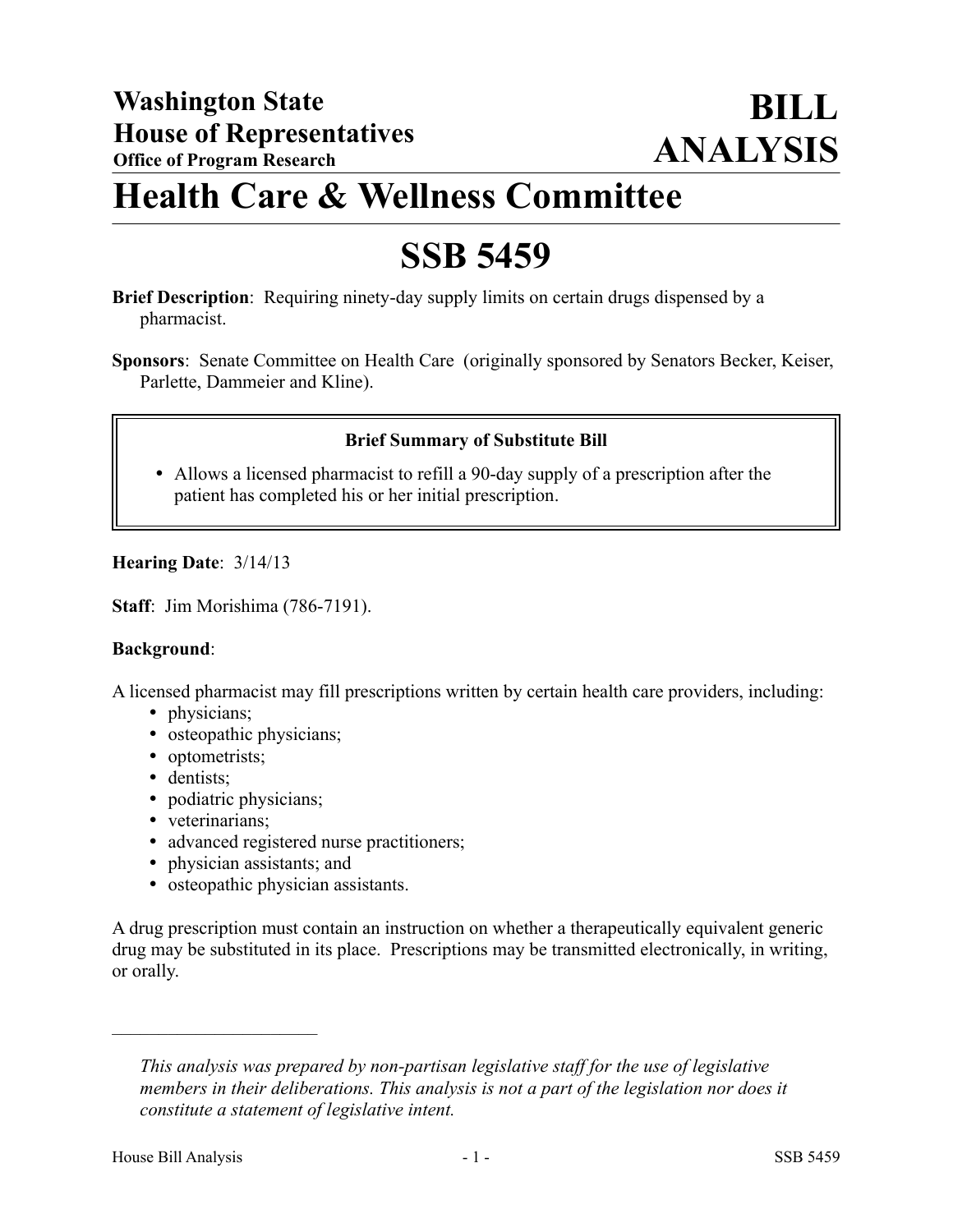**Washington State House of Representatives**
**Office of Program Research**

# BILL ANALYSIS

# Health Care & Wellness Committee

# SSB 5459

**Brief Description**: Requiring ninety-day supply limits on certain drugs dispensed by a pharmacist.

**Sponsors**: Senate Committee on Health Care (originally sponsored by Senators Becker, Keiser, Parlette, Dammeier and Kline).

**Brief Summary of Substitute Bill**

- Allows a licensed pharmacist to refill a 90-day supply of a prescription after the patient has completed his or her initial prescription.

**Hearing Date**: 3/14/13

**Staff**: Jim Morishima (786-7191).

**Background**:

A licensed pharmacist may fill prescriptions written by certain health care providers, including:

- physicians;
- osteopathic physicians;
- optometrists;
- dentists;
- podiatric physicians;
- veterinarians;
- advanced registered nurse practitioners;
- physician assistants; and
- osteopathic physician assistants.

A drug prescription must contain an instruction on whether a therapeutically equivalent generic drug may be substituted in its place. Prescriptions may be transmitted electronically, in writing, or orally.

---

*This analysis was prepared by non-partisan legislative staff for the use of legislative members in their deliberations. This analysis is not a part of the legislation nor does it constitute a statement of legislative intent.*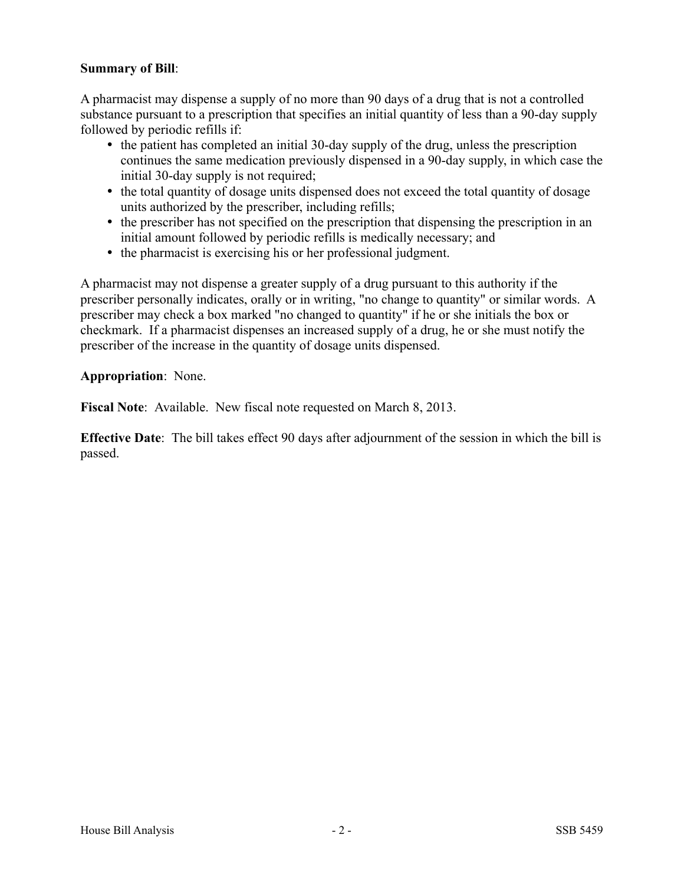**Summary of Bill**:

A pharmacist may dispense a supply of no more than 90 days of a drug that is not a controlled substance pursuant to a prescription that specifies an initial quantity of less than a 90-day supply followed by periodic refills if:

- the patient has completed an initial 30-day supply of the drug, unless the prescription continues the same medication previously dispensed in a 90-day supply, in which case the initial 30-day supply is not required;
- the total quantity of dosage units dispensed does not exceed the total quantity of dosage units authorized by the prescriber, including refills;
- the prescriber has not specified on the prescription that dispensing the prescription in an initial amount followed by periodic refills is medically necessary; and
- the pharmacist is exercising his or her professional judgment.

A pharmacist may not dispense a greater supply of a drug pursuant to this authority if the prescriber personally indicates, orally or in writing, "no change to quantity" or similar words. A prescriber may check a box marked "no changed to quantity" if he or she initials the box or checkmark. If a pharmacist dispenses an increased supply of a drug, he or she must notify the prescriber of the increase in the quantity of dosage units dispensed.

**Appropriation**: None.

**Fiscal Note**: Available. New fiscal note requested on March 8, 2013.

**Effective Date**: The bill takes effect 90 days after adjournment of the session in which the bill is passed.